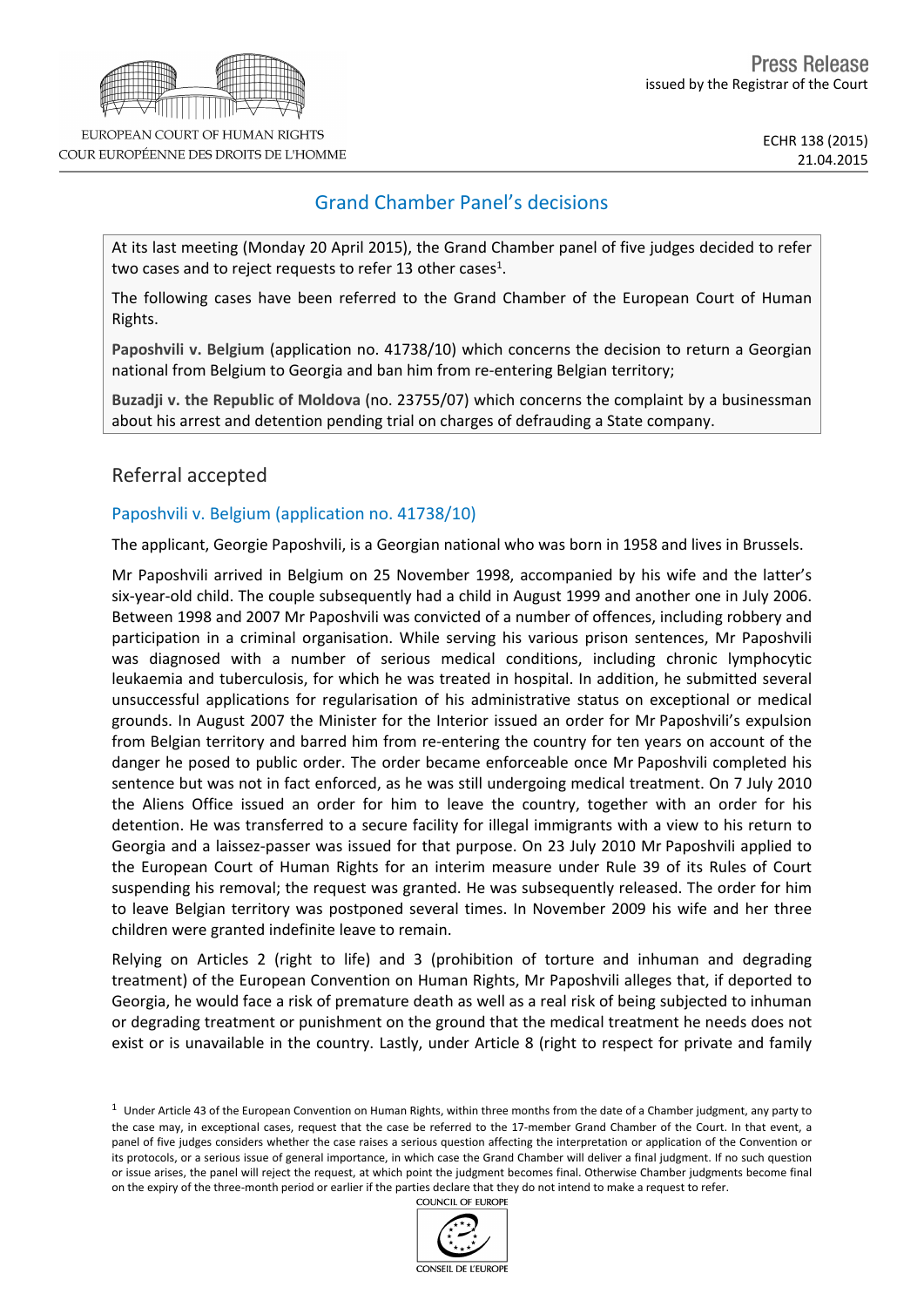Press Release
issued by the Registrar of the Court

EUROPEAN COURT OF HUMAN RIGHTS
COUR EUROPÉENNE DES DROITS DE L'HOMME

ECHR 138 (2015)
21.04.2015

# Grand Chamber Panel's decisions

At its last meeting (Monday 20 April 2015), the Grand Chamber panel of five judges decided to refer two cases and to reject requests to refer 13 other cases[1].

The following cases have been referred to the Grand Chamber of the European Court of Human Rights.

**Paposhvili v. Belgium** (application no. 41738/10) which concerns the decision to return a Georgian national from Belgium to Georgia and ban him from re-entering Belgian territory;

**Buzadji v. the Republic of Moldova** (no. 23755/07) which concerns the complaint by a businessman about his arrest and detention pending trial on charges of defrauding a State company.

## Referral accepted

### Paposhvili v. Belgium (application no. 41738/10)

The applicant, Georgie Paposhvili, is a Georgian national who was born in 1958 and lives in Brussels.

Mr Paposhvili arrived in Belgium on 25 November 1998, accompanied by his wife and the latter's six-year-old child. The couple subsequently had a child in August 1999 and another one in July 2006. Between 1998 and 2007 Mr Paposhvili was convicted of a number of offences, including robbery and participation in a criminal organisation. While serving his various prison sentences, Mr Paposhvili was diagnosed with a number of serious medical conditions, including chronic lymphocytic leukaemia and tuberculosis, for which he was treated in hospital. In addition, he submitted several unsuccessful applications for regularisation of his administrative status on exceptional or medical grounds. In August 2007 the Minister for the Interior issued an order for Mr Paposhvili's expulsion from Belgian territory and barred him from re-entering the country for ten years on account of the danger he posed to public order. The order became enforceable once Mr Paposhvili completed his sentence but was not in fact enforced, as he was still undergoing medical treatment. On 7 July 2010 the Aliens Office issued an order for him to leave the country, together with an order for his detention. He was transferred to a secure facility for illegal immigrants with a view to his return to Georgia and a laissez-passer was issued for that purpose. On 23 July 2010 Mr Paposhvili applied to the European Court of Human Rights for an interim measure under Rule 39 of its Rules of Court suspending his removal; the request was granted. He was subsequently released. The order for him to leave Belgian territory was postponed several times. In November 2009 his wife and her three children were granted indefinite leave to remain.

Relying on Articles 2 (right to life) and 3 (prohibition of torture and inhuman and degrading treatment) of the European Convention on Human Rights, Mr Paposhvili alleges that, if deported to Georgia, he would face a risk of premature death as well as a real risk of being subjected to inhuman or degrading treatment or punishment on the ground that the medical treatment he needs does not exist or is unavailable in the country. Lastly, under Article 8 (right to respect for private and family

[1] Under Article 43 of the European Convention on Human Rights, within three months from the date of a Chamber judgment, any party to the case may, in exceptional cases, request that the case be referred to the 17-member Grand Chamber of the Court. In that event, a panel of five judges considers whether the case raises a serious question affecting the interpretation or application of the Convention or its protocols, or a serious issue of general importance, in which case the Grand Chamber will deliver a final judgment. If no such question or issue arises, the panel will reject the request, at which point the judgment becomes final. Otherwise Chamber judgments become final on the expiry of the three-month period or earlier if the parties declare that they do not intend to make a request to refer.

COUNCIL OF EUROPE
CONSEIL DE L'EUROPE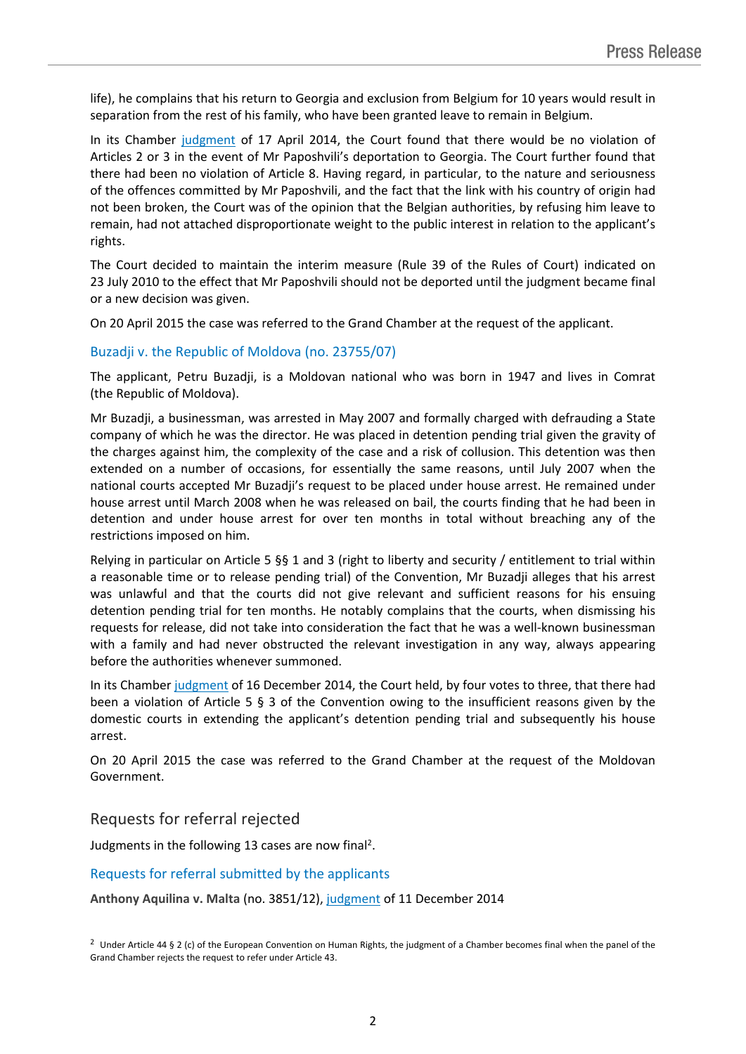life), he complains that his return to Georgia and exclusion from Belgium for 10 years would result in separation from the rest of his family, who have been granted leave to remain in Belgium.

In its Chamber judgment of 17 April 2014, the Court found that there would be no violation of Articles 2 or 3 in the event of Mr Paposhvili's deportation to Georgia. The Court further found that there had been no violation of Article 8. Having regard, in particular, to the nature and seriousness of the offences committed by Mr Paposhvili, and the fact that the link with his country of origin had not been broken, the Court was of the opinion that the Belgian authorities, by refusing him leave to remain, had not attached disproportionate weight to the public interest in relation to the applicant's rights.

The Court decided to maintain the interim measure (Rule 39 of the Rules of Court) indicated on 23 July 2010 to the effect that Mr Paposhvili should not be deported until the judgment became final or a new decision was given.

On 20 April 2015 the case was referred to the Grand Chamber at the request of the applicant.

### Buzadji v. the Republic of Moldova (no. 23755/07)

The applicant, Petru Buzadji, is a Moldovan national who was born in 1947 and lives in Comrat (the Republic of Moldova).

Mr Buzadji, a businessman, was arrested in May 2007 and formally charged with defrauding a State company of which he was the director. He was placed in detention pending trial given the gravity of the charges against him, the complexity of the case and a risk of collusion. This detention was then extended on a number of occasions, for essentially the same reasons, until July 2007 when the national courts accepted Mr Buzadji's request to be placed under house arrest. He remained under house arrest until March 2008 when he was released on bail, the courts finding that he had been in detention and under house arrest for over ten months in total without breaching any of the restrictions imposed on him.

Relying in particular on Article 5 §§ 1 and 3 (right to liberty and security / entitlement to trial within a reasonable time or to release pending trial) of the Convention, Mr Buzadji alleges that his arrest was unlawful and that the courts did not give relevant and sufficient reasons for his ensuing detention pending trial for ten months. He notably complains that the courts, when dismissing his requests for release, did not take into consideration the fact that he was a well-known businessman with a family and had never obstructed the relevant investigation in any way, always appearing before the authorities whenever summoned.

In its Chamber judgment of 16 December 2014, the Court held, by four votes to three, that there had been a violation of Article 5 § 3 of the Convention owing to the insufficient reasons given by the domestic courts in extending the applicant's detention pending trial and subsequently his house arrest.

On 20 April 2015 the case was referred to the Grand Chamber at the request of the Moldovan Government.

## Requests for referral rejected

Judgments in the following 13 cases are now final[2].

### Requests for referral submitted by the applicants

**Anthony Aquilina v. Malta** (no. 3851/12), judgment of 11 December 2014

[2] Under Article 44 § 2 (c) of the European Convention on Human Rights, the judgment of a Chamber becomes final when the panel of the Grand Chamber rejects the request to refer under Article 43.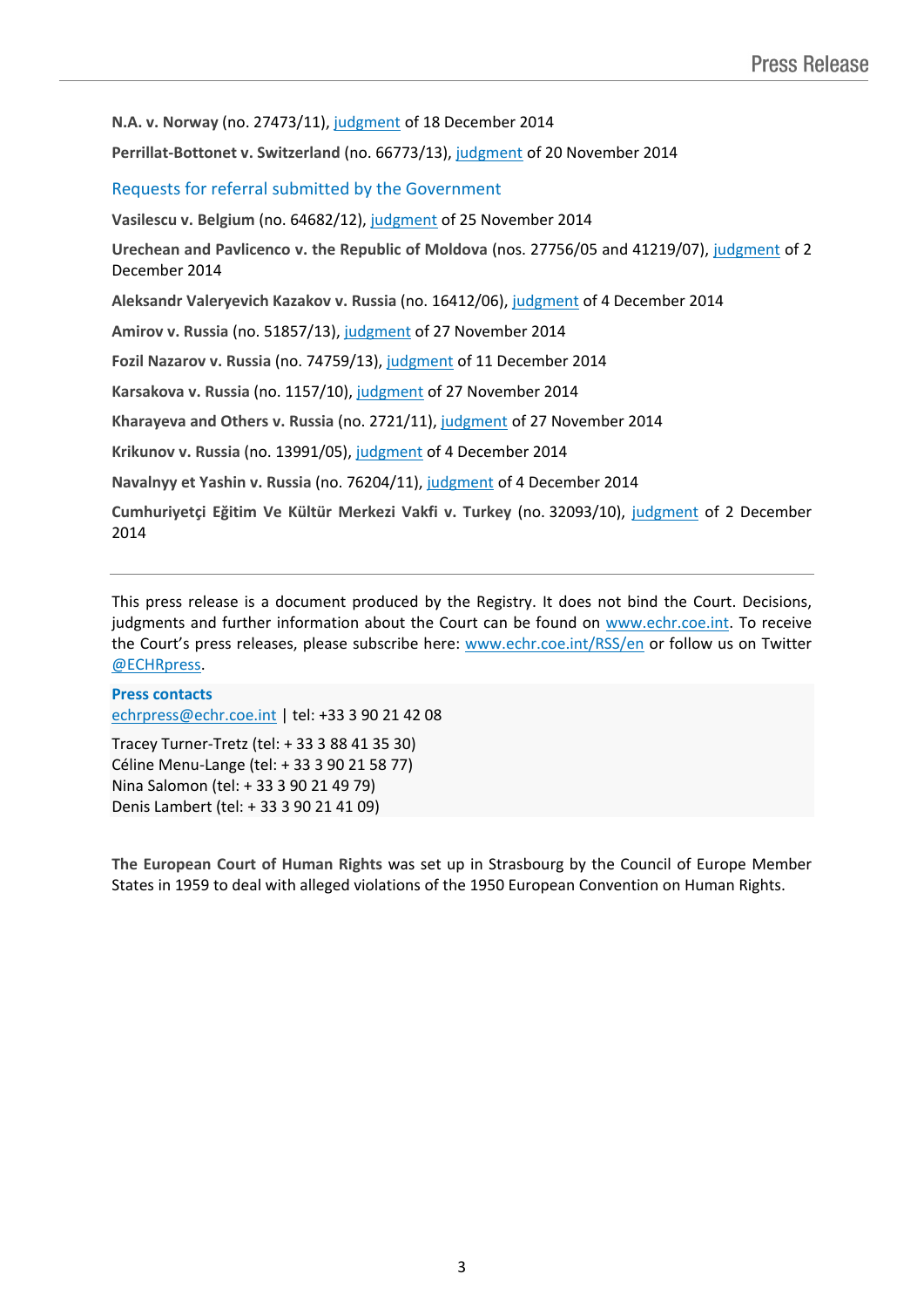**N.A. v. Norway** (no. 27473/11), judgment of 18 December 2014

**Perrillat-Bottonet v. Switzerland** (no. 66773/13), judgment of 20 November 2014

## Requests for referral submitted by the Government

**Vasilescu v. Belgium** (no. 64682/12), judgment of 25 November 2014

**Urechean and Pavlicenco v. the Republic of Moldova** (nos. 27756/05 and 41219/07), judgment of 2 December 2014

**Aleksandr Valeryevich Kazakov v. Russia** (no. 16412/06), judgment of 4 December 2014

**Amirov v. Russia** (no. 51857/13), judgment of 27 November 2014

**Fozil Nazarov v. Russia** (no. 74759/13), judgment of 11 December 2014

**Karsakova v. Russia** (no. 1157/10), judgment of 27 November 2014

**Kharayeva and Others v. Russia** (no. 2721/11), judgment of 27 November 2014

**Krikunov v. Russia** (no. 13991/05), judgment of 4 December 2014

**Navalnyy et Yashin v. Russia** (no. 76204/11), judgment of 4 December 2014

**Cumhuriyetçi Eğitim Ve Kültür Merkezi Vakfi v. Turkey** (no. 32093/10), judgment of 2 December 2014

---

This press release is a document produced by the Registry. It does not bind the Court. Decisions, judgments and further information about the Court can be found on www.echr.coe.int. To receive the Court's press releases, please subscribe here: www.echr.coe.int/RSS/en or follow us on Twitter @ECHRpress.

**Press contacts**
echrpress@echr.coe.int | tel: +33 3 90 21 42 08

Tracey Turner-Tretz (tel: + 33 3 88 41 35 30)
Céline Menu-Lange (tel: + 33 3 90 21 58 77)
Nina Salomon (tel: + 33 3 90 21 49 79)
Denis Lambert (tel: + 33 3 90 21 41 09)

**The European Court of Human Rights** was set up in Strasbourg by the Council of Europe Member States in 1959 to deal with alleged violations of the 1950 European Convention on Human Rights.